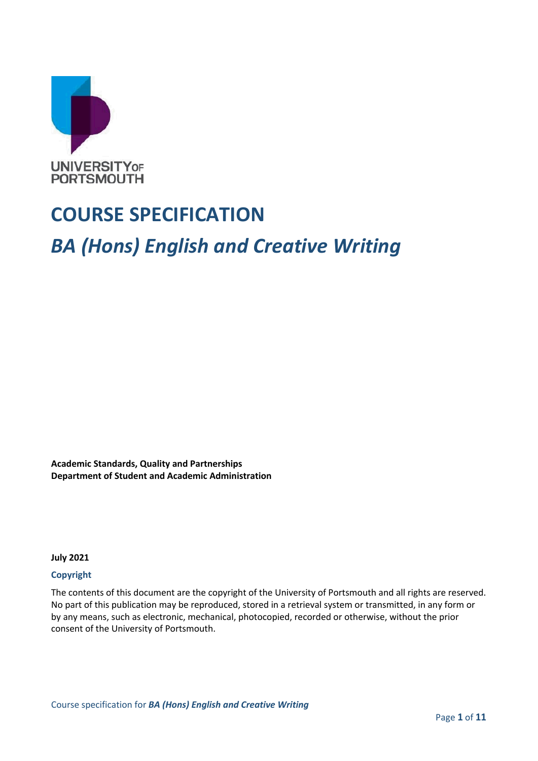UNIVERSITY OF PORTSMOUTH

# COURSE SPECIFICATION

## *BA (Hons) English and Creative Writing*

**Academic Standards, Quality and Partnerships**
**Department of Student and Academic Administration**

**July 2021**

**Copyright**

The contents of this document are the copyright of the University of Portsmouth and all rights are reserved. No part of this publication may be reproduced, stored in a retrieval system or transmitted, in any form or by any means, such as electronic, mechanical, photocopied, recorded or otherwise, without the prior consent of the University of Portsmouth.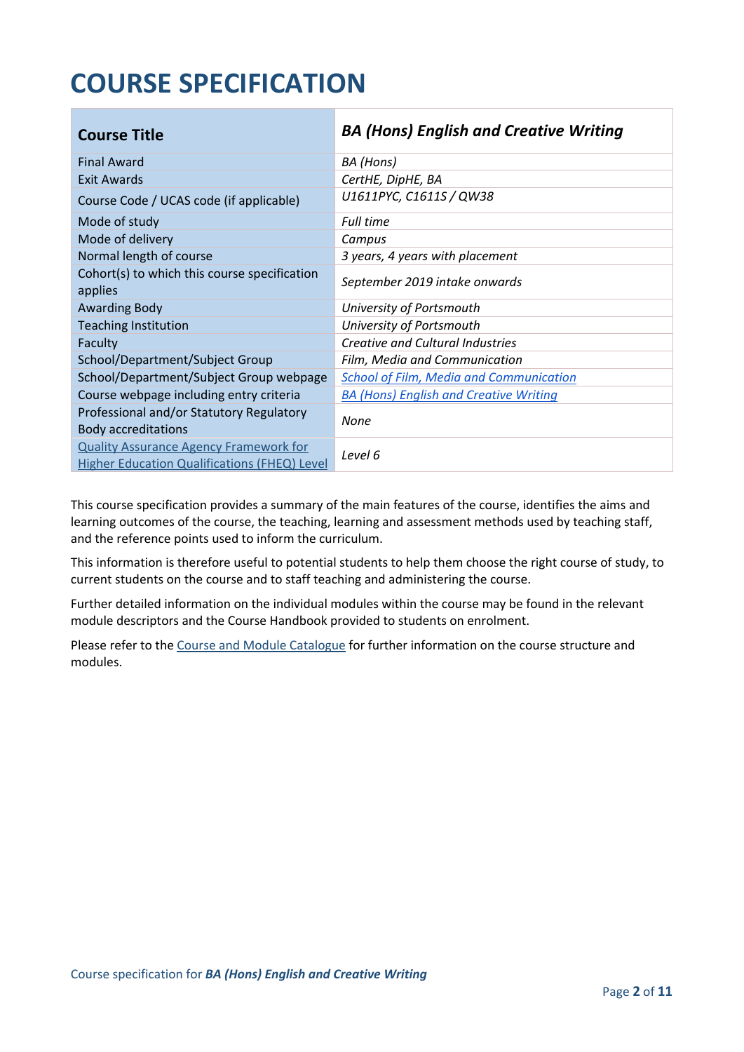# COURSE SPECIFICATION

| **Course Title** | ***BA (Hons) English and Creative Writing*** |
|---|---|
| Final Award | *BA (Hons)* |
| Exit Awards | *CertHE, DipHE, BA* |
| Course Code / UCAS code (if applicable) | *U1611PYC, C1611S / QW38* |
| Mode of study | *Full time* |
| Mode of delivery | *Campus* |
| Normal length of course | *3 years, 4 years with placement* |
| Cohort(s) to which this course specification applies | *September 2019 intake onwards* |
| Awarding Body | *University of Portsmouth* |
| Teaching Institution | *University of Portsmouth* |
| Faculty | *Creative and Cultural Industries* |
| School/Department/Subject Group | *Film, Media and Communication* |
| School/Department/Subject Group webpage | *School of Film, Media and Communication* |
| Course webpage including entry criteria | *BA (Hons) English and Creative Writing* |
| Professional and/or Statutory Regulatory Body accreditations | *None* |
| Quality Assurance Agency Framework for Higher Education Qualifications (FHEQ) Level | *Level 6* |

This course specification provides a summary of the main features of the course, identifies the aims and learning outcomes of the course, the teaching, learning and assessment methods used by teaching staff, and the reference points used to inform the curriculum.

This information is therefore useful to potential students to help them choose the right course of study, to current students on the course and to staff teaching and administering the course.

Further detailed information on the individual modules within the course may be found in the relevant module descriptors and the Course Handbook provided to students on enrolment.

Please refer to the Course and Module Catalogue for further information on the course structure and modules.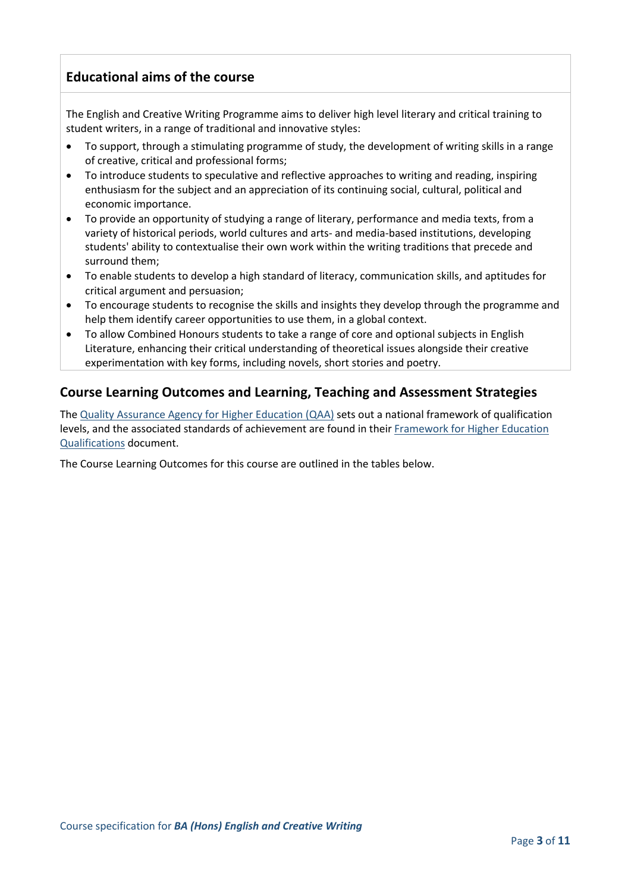## Educational aims of the course

The English and Creative Writing Programme aims to deliver high level literary and critical training to student writers, in a range of traditional and innovative styles:

- To support, through a stimulating programme of study, the development of writing skills in a range of creative, critical and professional forms;
- To introduce students to speculative and reflective approaches to writing and reading, inspiring enthusiasm for the subject and an appreciation of its continuing social, cultural, political and economic importance.
- To provide an opportunity of studying a range of literary, performance and media texts, from a variety of historical periods, world cultures and arts- and media-based institutions, developing students' ability to contextualise their own work within the writing traditions that precede and surround them;
- To enable students to develop a high standard of literacy, communication skills, and aptitudes for critical argument and persuasion;
- To encourage students to recognise the skills and insights they develop through the programme and help them identify career opportunities to use them, in a global context.
- To allow Combined Honours students to take a range of core and optional subjects in English Literature, enhancing their critical understanding of theoretical issues alongside their creative experimentation with key forms, including novels, short stories and poetry.

## Course Learning Outcomes and Learning, Teaching and Assessment Strategies

The Quality Assurance Agency for Higher Education (QAA) sets out a national framework of qualification levels, and the associated standards of achievement are found in their Framework for Higher Education Qualifications document.

The Course Learning Outcomes for this course are outlined in the tables below.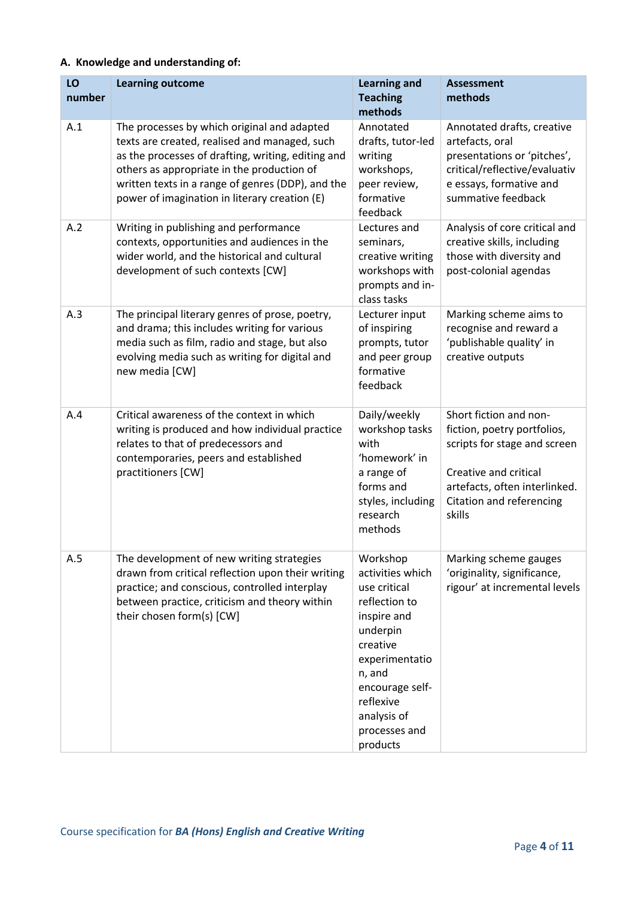### A. Knowledge and understanding of:

| LO number | Learning outcome | Learning and Teaching methods | Assessment methods |
|---|---|---|---|
| A.1 | The processes by which original and adapted texts are created, realised and managed, such as the processes of drafting, writing, editing and others as appropriate in the production of written texts in a range of genres (DDP), and the power of imagination in literary creation (E) | Annotated drafts, tutor-led writing workshops, peer review, formative feedback | Annotated drafts, creative artefacts, oral presentations or 'pitches', critical/reflective/evaluative essays, formative and summative feedback |
| A.2 | Writing in publishing and performance contexts, opportunities and audiences in the wider world, and the historical and cultural development of such contexts [CW] | Lectures and seminars, creative writing workshops with prompts and in-class tasks | Analysis of core critical and creative skills, including those with diversity and post-colonial agendas |
| A.3 | The principal literary genres of prose, poetry, and drama; this includes writing for various media such as film, radio and stage, but also evolving media such as writing for digital and new media [CW] | Lecturer input of inspiring prompts, tutor and peer group formative feedback | Marking scheme aims to recognise and reward a 'publishable quality' in creative outputs |
| A.4 | Critical awareness of the context in which writing is produced and how individual practice relates to that of predecessors and contemporaries, peers and established practitioners [CW] | Daily/weekly workshop tasks with 'homework' in a range of forms and styles, including research methods | Short fiction and non-fiction, poetry portfolios, scripts for stage and screen<br><br>Creative and critical artefacts, often interlinked. Citation and referencing skills |
| A.5 | The development of new writing strategies drawn from critical reflection upon their writing practice; and conscious, controlled interplay between practice, criticism and theory within their chosen form(s) [CW] | Workshop activities which use critical reflection to inspire and underpin creative experimentation, and encourage self-reflexive analysis of processes and products | Marking scheme gauges 'originality, significance, rigour' at incremental levels |

Course specification for ***BA (Hons) English and Creative Writing***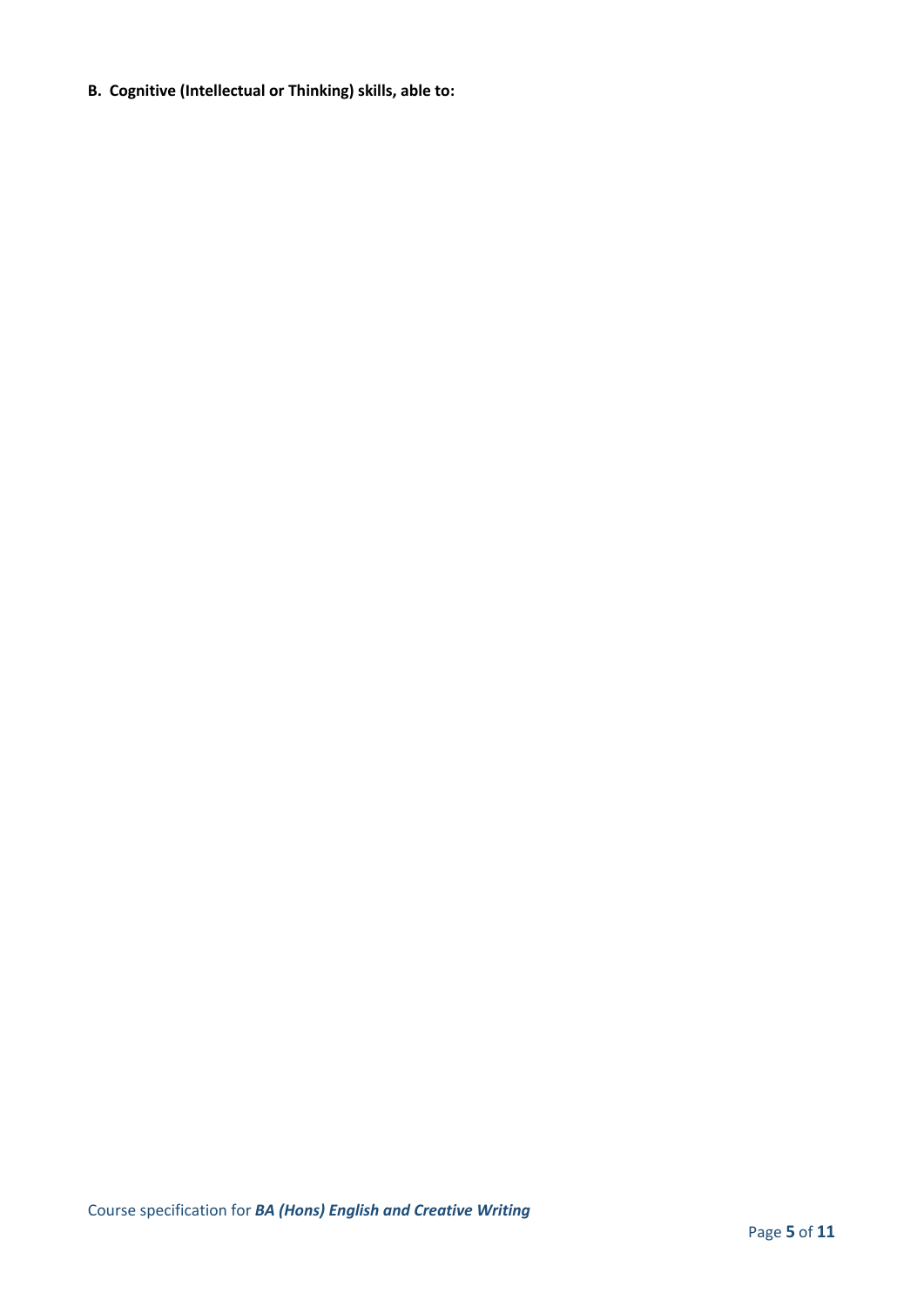**B. Cognitive (Intellectual or Thinking) skills, able to:**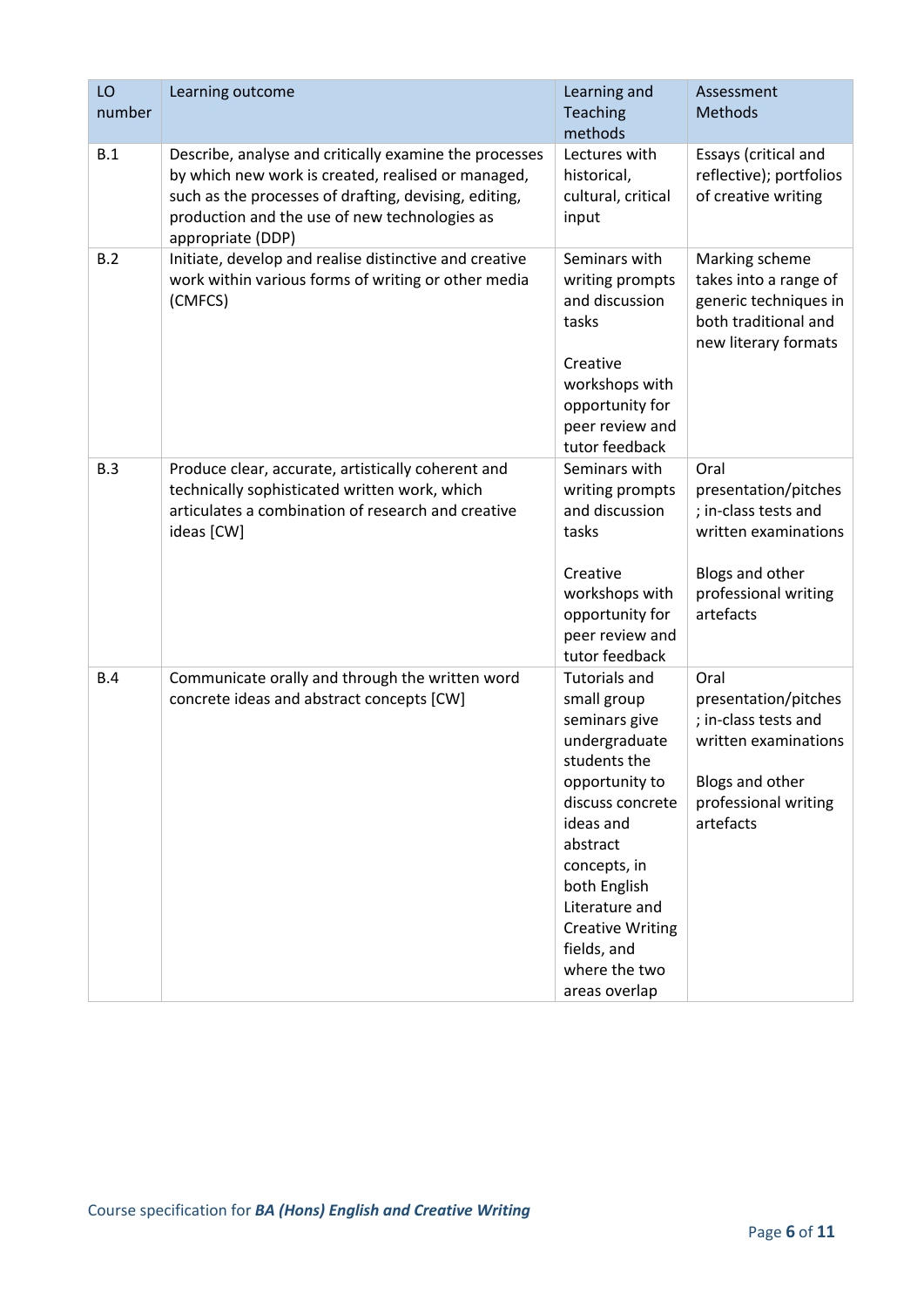| LO number | Learning outcome | Learning and Teaching methods | Assessment Methods |
|---|---|---|---|
| B.1 | Describe, analyse and critically examine the processes by which new work is created, realised or managed, such as the processes of drafting, devising, editing, production and the use of new technologies as appropriate (DDP) | Lectures with historical, cultural, critical input | Essays (critical and reflective); portfolios of creative writing |
| B.2 | Initiate, develop and realise distinctive and creative work within various forms of writing or other media (CMFCS) | Seminars with writing prompts and discussion tasks<br><br>Creative workshops with opportunity for peer review and tutor feedback | Marking scheme takes into a range of generic techniques in both traditional and new literary formats |
| B.3 | Produce clear, accurate, artistically coherent and technically sophisticated written work, which articulates a combination of research and creative ideas [CW] | Seminars with writing prompts and discussion tasks<br><br>Creative workshops with opportunity for peer review and tutor feedback | Oral presentation/pitches; in-class tests and written examinations<br><br>Blogs and other professional writing artefacts |
| B.4 | Communicate orally and through the written word concrete ideas and abstract concepts [CW] | Tutorials and small group seminars give undergraduate students the opportunity to discuss concrete ideas and abstract concepts, in both English Literature and Creative Writing fields, and where the two areas overlap | Oral presentation/pitches; in-class tests and written examinations<br><br>Blogs and other professional writing artefacts |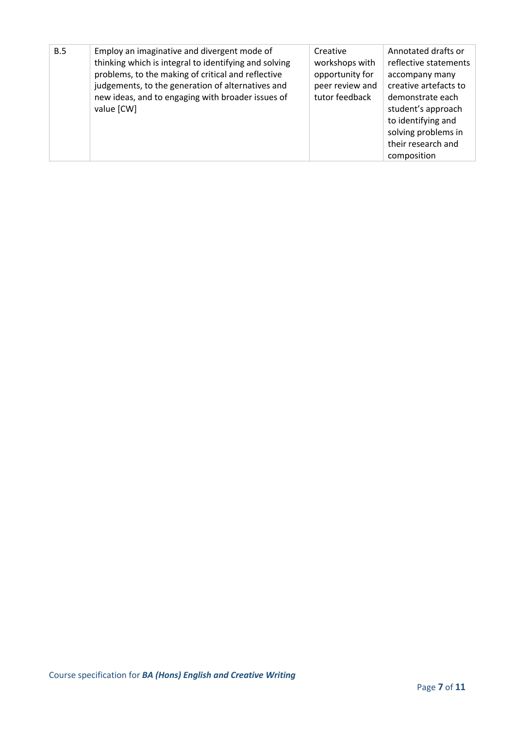| B.5 | Employ an imaginative and divergent mode of thinking which is integral to identifying and solving problems, to the making of critical and reflective judgements, to the generation of alternatives and new ideas, and to engaging with broader issues of value [CW] | Creative workshops with opportunity for peer review and tutor feedback | Annotated drafts or reflective statements accompany many creative artefacts to demonstrate each student's approach to identifying and solving problems in their research and composition |
|---|---|---|---|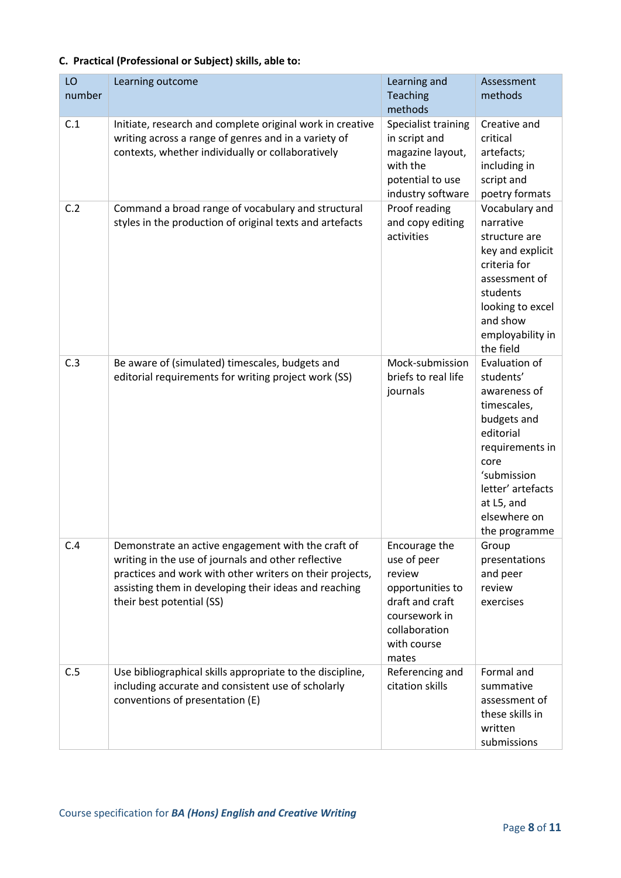**C. Practical (Professional or Subject) skills, able to:**

| LO number | Learning outcome | Learning and Teaching methods | Assessment methods |
|---|---|---|---|
| C.1 | Initiate, research and complete original work in creative writing across a range of genres and in a variety of contexts, whether individually or collaboratively | Specialist training in script and magazine layout, with the potential to use industry software | Creative and critical artefacts; including in script and poetry formats |
| C.2 | Command a broad range of vocabulary and structural styles in the production of original texts and artefacts | Proof reading and copy editing activities | Vocabulary and narrative structure are key and explicit criteria for assessment of students looking to excel and show employability in the field |
| C.3 | Be aware of (simulated) timescales, budgets and editorial requirements for writing project work (SS) | Mock-submission briefs to real life journals | Evaluation of students' awareness of timescales, budgets and editorial requirements in core 'submission letter' artefacts at L5, and elsewhere on the programme |
| C.4 | Demonstrate an active engagement with the craft of writing in the use of journals and other reflective practices and work with other writers on their projects, assisting them in developing their ideas and reaching their best potential (SS) | Encourage the use of peer review opportunities to draft and craft coursework in collaboration with course mates | Group presentations and peer review exercises |
| C.5 | Use bibliographical skills appropriate to the discipline, including accurate and consistent use of scholarly conventions of presentation (E) | Referencing and citation skills | Formal and summative assessment of these skills in written submissions |

Course specification for ***BA (Hons) English and Creative Writing***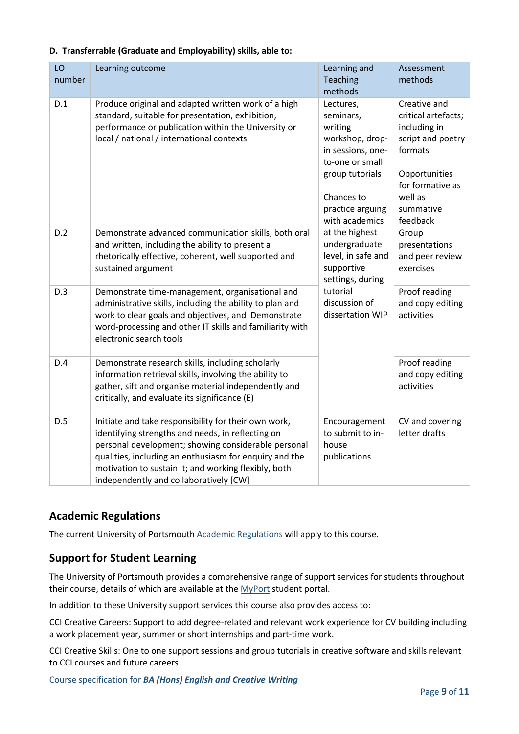**D. Transferrable (Graduate and Employability) skills, able to:**

| LO number | Learning outcome | Learning and Teaching methods | Assessment methods |
|---|---|---|---|
| D.1 | Produce original and adapted written work of a high standard, suitable for presentation, exhibition, performance or publication within the University or local / national / international contexts | Lectures, seminars, writing workshop, drop-in sessions, one-to-one or small group tutorials<br><br>Chances to practice arguing with academics at the highest undergraduate level, in safe and supportive settings, during tutorial discussion of dissertation WIP | Creative and critical artefacts; including in script and poetry formats<br><br>Opportunities for formative as well as summative feedback |
| D.2 | Demonstrate advanced communication skills, both oral and written, including the ability to present a rhetorically effective, coherent, well supported and sustained argument | | Group presentations and peer review exercises |
| D.3 | Demonstrate time-management, organisational and administrative skills, including the ability to plan and work to clear goals and objectives, and Demonstrate word-processing and other IT skills and familiarity with electronic search tools | | Proof reading and copy editing activities |
| D.4 | Demonstrate research skills, including scholarly information retrieval skills, involving the ability to gather, sift and organise material independently and critically, and evaluate its significance (E) | | Proof reading and copy editing activities |
| D.5 | Initiate and take responsibility for their own work, identifying strengths and needs, in reflecting on personal development; showing considerable personal qualities, including an enthusiasm for enquiry and the motivation to sustain it; and working flexibly, both independently and collaboratively [CW] | Encouragement to submit to in-house publications | CV and covering letter drafts |

## Academic Regulations

The current University of Portsmouth Academic Regulations will apply to this course.

## Support for Student Learning

The University of Portsmouth provides a comprehensive range of support services for students throughout their course, details of which are available at the MyPort student portal.

In addition to these University support services this course also provides access to:

CCI Creative Careers: Support to add degree-related and relevant work experience for CV building including a work placement year, summer or short internships and part-time work.

CCI Creative Skills: One to one support sessions and group tutorials in creative software and skills relevant to CCI courses and future careers.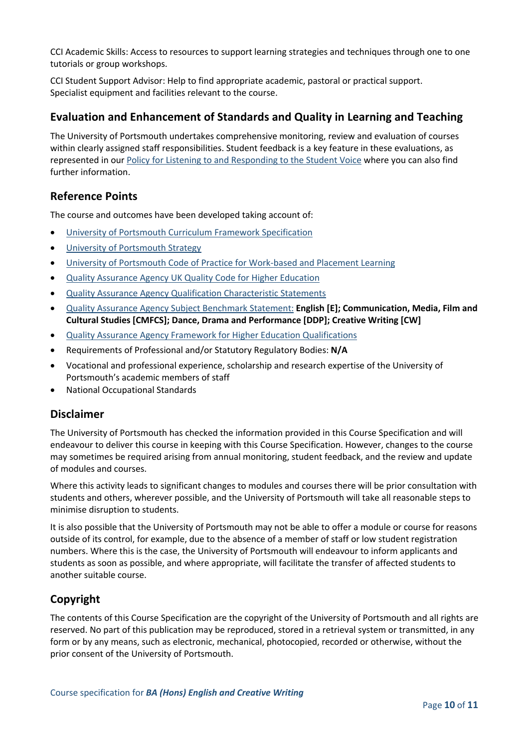CCI Academic Skills: Access to resources to support learning strategies and techniques through one to one tutorials or group workshops.

CCI Student Support Advisor: Help to find appropriate academic, pastoral or practical support.
Specialist equipment and facilities relevant to the course.

## Evaluation and Enhancement of Standards and Quality in Learning and Teaching

The University of Portsmouth undertakes comprehensive monitoring, review and evaluation of courses within clearly assigned staff responsibilities. Student feedback is a key feature in these evaluations, as represented in our Policy for Listening to and Responding to the Student Voice where you can also find further information.

## Reference Points

The course and outcomes have been developed taking account of:

- University of Portsmouth Curriculum Framework Specification
- University of Portsmouth Strategy
- University of Portsmouth Code of Practice for Work-based and Placement Learning
- Quality Assurance Agency UK Quality Code for Higher Education
- Quality Assurance Agency Qualification Characteristic Statements
- Quality Assurance Agency Subject Benchmark Statement: **English [E]; Communication, Media, Film and Cultural Studies [CMFCS]; Dance, Drama and Performance [DDP]; Creative Writing [CW]**
- Quality Assurance Agency Framework for Higher Education Qualifications
- Requirements of Professional and/or Statutory Regulatory Bodies: **N/A**
- Vocational and professional experience, scholarship and research expertise of the University of Portsmouth's academic members of staff
- National Occupational Standards

## Disclaimer

The University of Portsmouth has checked the information provided in this Course Specification and will endeavour to deliver this course in keeping with this Course Specification. However, changes to the course may sometimes be required arising from annual monitoring, student feedback, and the review and update of modules and courses.

Where this activity leads to significant changes to modules and courses there will be prior consultation with students and others, wherever possible, and the University of Portsmouth will take all reasonable steps to minimise disruption to students.

It is also possible that the University of Portsmouth may not be able to offer a module or course for reasons outside of its control, for example, due to the absence of a member of staff or low student registration numbers. Where this is the case, the University of Portsmouth will endeavour to inform applicants and students as soon as possible, and where appropriate, will facilitate the transfer of affected students to another suitable course.

## Copyright

The contents of this Course Specification are the copyright of the University of Portsmouth and all rights are reserved. No part of this publication may be reproduced, stored in a retrieval system or transmitted, in any form or by any means, such as electronic, mechanical, photocopied, recorded or otherwise, without the prior consent of the University of Portsmouth.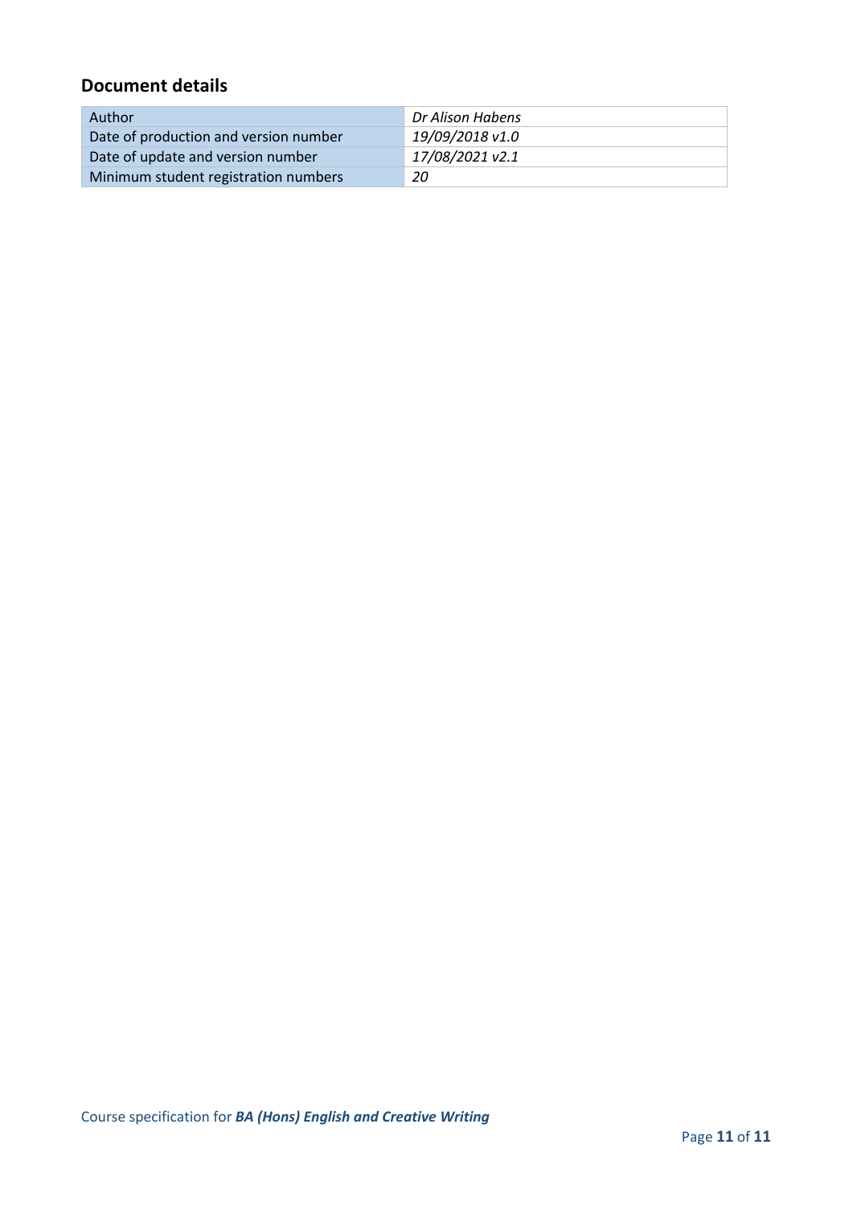## Document details

| | |
|---|---|
| Author | *Dr Alison Habens* |
| Date of production and version number | *19/09/2018 v1.0* |
| Date of update and version number | *17/08/2021 v2.1* |
| Minimum student registration numbers | *20* |